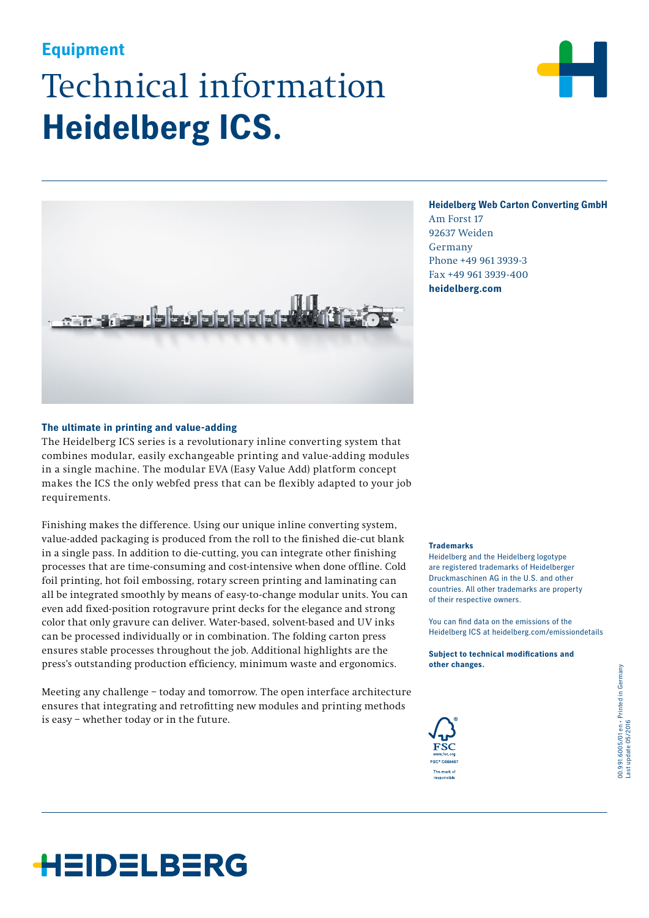**Equipment**

# Technical information
# **Heidelberg ICS.**

**Heidelberg Web Carton Converting GmbH**
Am Forst 17
92637 Weiden
Germany
Phone +49 961 3939-3
Fax +49 961 3939-400
**heidelberg.com**

### The ultimate in printing and value-adding

The Heidelberg ICS series is a revolutionary inline converting system that combines modular, easily exchangeable printing and value-adding modules in a single machine. The modular EVA (Easy Value Add) platform concept makes the ICS the only webfed press that can be flexibly adapted to your job requirements.

Finishing makes the difference. Using our unique inline converting system, value-added packaging is produced from the roll to the finished die-cut blank in a single pass. In addition to die-cutting, you can integrate other finishing processes that are time-consuming and cost-intensive when done offline. Cold foil printing, hot foil embossing, rotary screen printing and laminating can all be integrated smoothly by means of easy-to-change modular units. You can even add fixed-position rotogravure print decks for the elegance and strong color that only gravure can deliver. Water-based, solvent-based and UV inks can be processed individually or in combination. The folding carton press ensures stable processes throughout the job. Additional highlights are the press's outstanding production efficiency, minimum waste and ergonomics.

Meeting any challenge – today and tomorrow. The open interface architecture ensures that integrating and retrofitting new modules and printing methods is easy – whether today or in the future.

**Trademarks**
Heidelberg and the Heidelberg logotype are registered trademarks of Heidelberger Druckmaschinen AG in the U.S. and other countries. All other trademarks are property of their respective owners.

You can find data on the emissions of the Heidelberg ICS at heidelberg.com/emissiondetails

**Subject to technical modifications and other changes.**

FSC www.fsc.org FSC® C008807 The mark of responsible

00.991.6005/01 en · Printed in Germany
Last update 05/2016

HEIDELBERG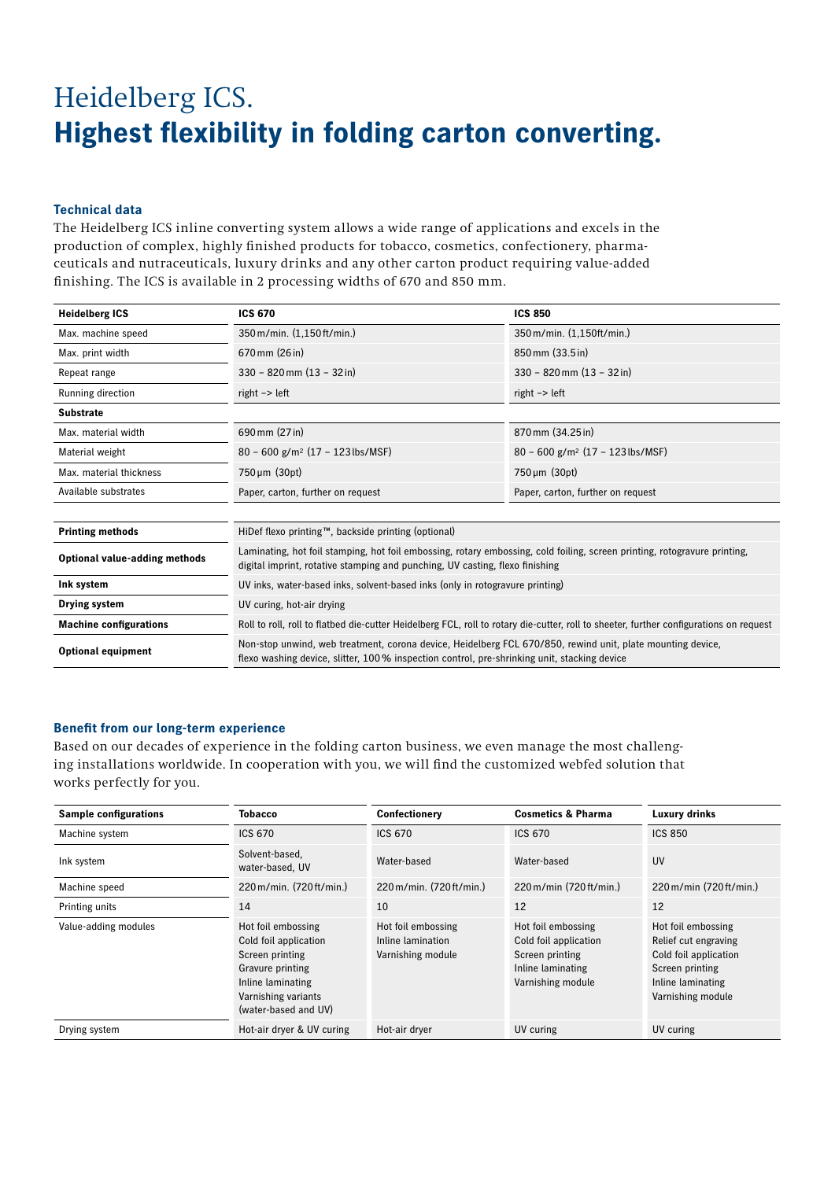# Heidelberg ICS.
# **Highest flexibility in folding carton converting.**

### Technical data

The Heidelberg ICS inline converting system allows a wide range of applications and excels in the production of complex, highly finished products for tobacco, cosmetics, confectionery, pharmaceuticals and nutraceuticals, luxury drinks and any other carton product requiring value-added finishing. The ICS is available in 2 processing widths of 670 and 850 mm.

| **Heidelberg ICS** | **ICS 670** | **ICS 850** |
|---|---|---|
| Max. machine speed | 350 m/min. (1,150 ft/min.) | 350 m/min. (1,150ft/min.) |
| Max. print width | 670 mm (26 in) | 850 mm (33.5 in) |
| Repeat range | 330 – 820 mm (13 – 32 in) | 330 – 820 mm (13 – 32 in) |
| Running direction | right –> left | right –> left |
| **Substrate** | | |
| Max. material width | 690 mm (27 in) | 870 mm (34.25 in) |
| Material weight | 80 – 600 g/m² (17 – 123 lbs/MSF) | 80 – 600 g/m² (17 – 123 lbs/MSF) |
| Max. material thickness | 750 µm (30pt) | 750 µm (30pt) |
| Available substrates | Paper, carton, further on request | Paper, carton, further on request |

| | |
|---|---|
| **Printing methods** | HiDef flexo printing™, backside printing (optional) |
| **Optional value-adding methods** | Laminating, hot foil stamping, hot foil embossing, rotary embossing, cold foiling, screen printing, rotogravure printing, digital imprint, rotative stamping and punching, UV casting, flexo finishing |
| **Ink system** | UV inks, water-based inks, solvent-based inks (only in rotogravure printing) |
| **Drying system** | UV curing, hot-air drying |
| **Machine configurations** | Roll to roll, roll to flatbed die-cutter Heidelberg FCL, roll to rotary die-cutter, roll to sheeter, further configurations on request |
| **Optional equipment** | Non-stop unwind, web treatment, corona device, Heidelberg FCL 670/850, rewind unit, plate mounting device, flexo washing device, slitter, 100 % inspection control, pre-shrinking unit, stacking device |

### Benefit from our long-term experience

Based on our decades of experience in the folding carton business, we even manage the most challenging installations worldwide. In cooperation with you, we will find the customized webfed solution that works perfectly for you.

| **Sample configurations** | **Tobacco** | **Confectionery** | **Cosmetics & Pharma** | **Luxury drinks** |
|---|---|---|---|---|
| Machine system | ICS 670 | ICS 670 | ICS 670 | ICS 850 |
| Ink system | Solvent-based, water-based, UV | Water-based | Water-based | UV |
| Machine speed | 220 m/min. (720 ft/min.) | 220 m/min. (720 ft/min.) | 220 m/min (720 ft/min.) | 220 m/min (720 ft/min.) |
| Printing units | 14 | 10 | 12 | 12 |
| Value-adding modules | Hot foil embossing<br>Cold foil application<br>Screen printing<br>Gravure printing<br>Inline laminating<br>Varnishing variants (water-based and UV) | Hot foil embossing<br>Inline lamination<br>Varnishing module | Hot foil embossing<br>Cold foil application<br>Screen printing<br>Inline laminating<br>Varnishing module | Hot foil embossing<br>Relief cut engraving<br>Cold foil application<br>Screen printing<br>Inline laminating<br>Varnishing module |
| Drying system | Hot-air dryer & UV curing | Hot-air dryer | UV curing | UV curing |